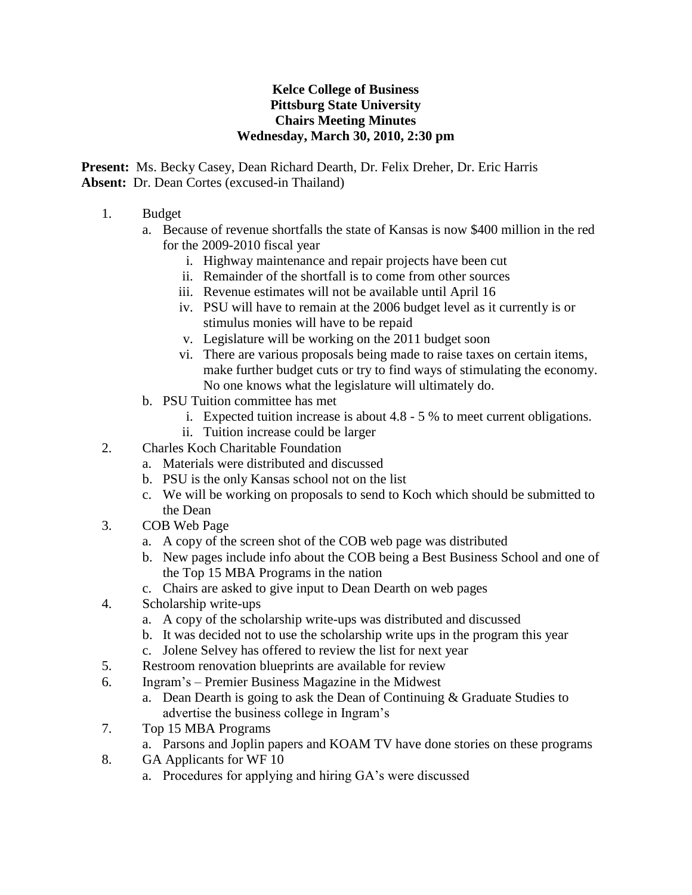**Kelce College of Business**
**Pittsburg State University**
**Chairs Meeting Minutes**
**Wednesday, March 30, 2010, 2:30 pm**

**Present:** Ms. Becky Casey, Dean Richard Dearth, Dr. Felix Dreher, Dr. Eric Harris
**Absent:** Dr. Dean Cortes (excused-in Thailand)

1. Budget
   a. Because of revenue shortfalls the state of Kansas is now $400 million in the red for the 2009-2010 fiscal year
      i. Highway maintenance and repair projects have been cut
      ii. Remainder of the shortfall is to come from other sources
      iii. Revenue estimates will not be available until April 16
      iv. PSU will have to remain at the 2006 budget level as it currently is or stimulus monies will have to be repaid
      v. Legislature will be working on the 2011 budget soon
      vi. There are various proposals being made to raise taxes on certain items, make further budget cuts or try to find ways of stimulating the economy. No one knows what the legislature will ultimately do.
   b. PSU Tuition committee has met
      i. Expected tuition increase is about 4.8 - 5 % to meet current obligations.
      ii. Tuition increase could be larger
2. Charles Koch Charitable Foundation
   a. Materials were distributed and discussed
   b. PSU is the only Kansas school not on the list
   c. We will be working on proposals to send to Koch which should be submitted to the Dean
3. COB Web Page
   a. A copy of the screen shot of the COB web page was distributed
   b. New pages include info about the COB being a Best Business School and one of the Top 15 MBA Programs in the nation
   c. Chairs are asked to give input to Dean Dearth on web pages
4. Scholarship write-ups
   a. A copy of the scholarship write-ups was distributed and discussed
   b. It was decided not to use the scholarship write ups in the program this year
   c. Jolene Selvey has offered to review the list for next year
5. Restroom renovation blueprints are available for review
6. Ingram's – Premier Business Magazine in the Midwest
   a. Dean Dearth is going to ask the Dean of Continuing & Graduate Studies to advertise the business college in Ingram's
7. Top 15 MBA Programs
   a. Parsons and Joplin papers and KOAM TV have done stories on these programs
8. GA Applicants for WF 10
   a. Procedures for applying and hiring GA's were discussed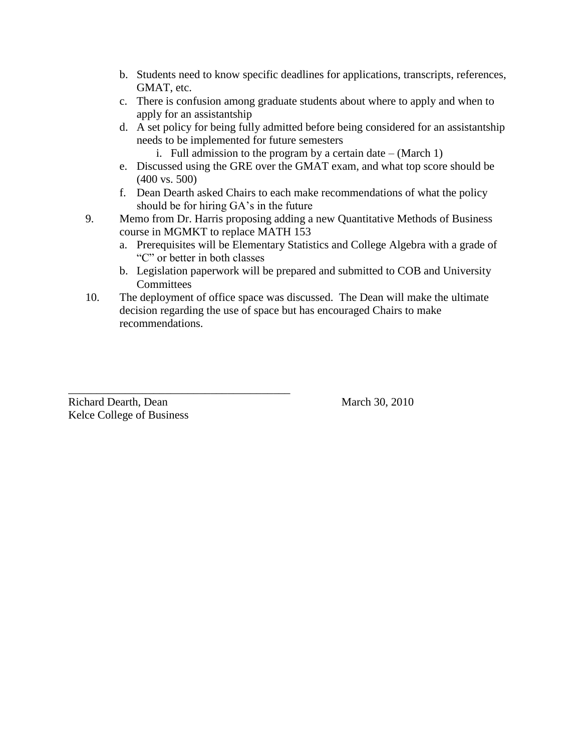b. Students need to know specific deadlines for applications, transcripts, references, GMAT, etc.
   c. There is confusion among graduate students about where to apply and when to apply for an assistantship
   d. A set policy for being fully admitted before being considered for an assistantship needs to be implemented for future semesters
      i. Full admission to the program by a certain date – (March 1)
   e. Discussed using the GRE over the GMAT exam, and what top score should be (400 vs. 500)
   f. Dean Dearth asked Chairs to each make recommendations of what the policy should be for hiring GA's in the future

9. Memo from Dr. Harris proposing adding a new Quantitative Methods of Business course in MGMKT to replace MATH 153
   a. Prerequisites will be Elementary Statistics and College Algebra with a grade of "C" or better in both classes
   b. Legislation paperwork will be prepared and submitted to COB and University Committees

10. The deployment of office space was discussed. The Dean will make the ultimate decision regarding the use of space but has encouraged Chairs to make recommendations.

\_\_\_\_\_\_\_\_\_\_\_\_\_\_\_\_\_\_\_\_\_\_\_\_\_\_\_\_\_\_\_\_\_\_\_\_\_\_\_\_

Richard Dearth, Dean
Kelce College of Business

March 30, 2010